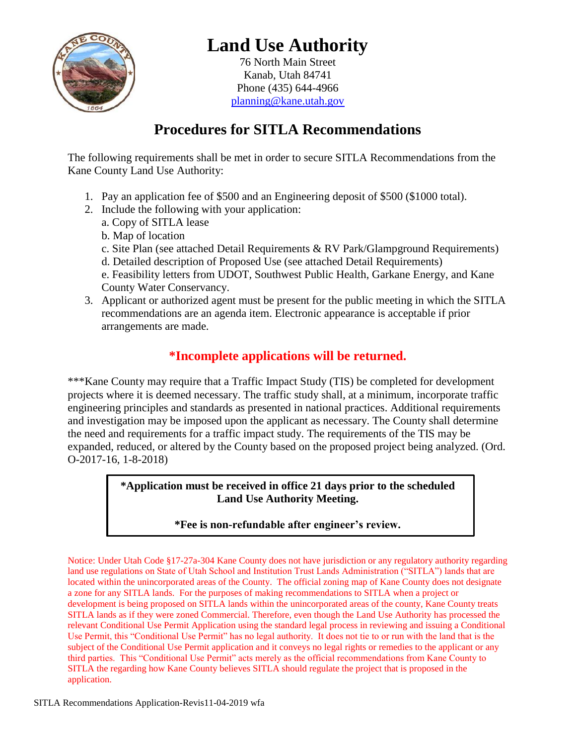# Land Use Authority

76 North Main Street
Kanab, Utah 84741
Phone (435) 644-4966
planning@kane.utah.gov

## Procedures for SITLA Recommendations

The following requirements shall be met in order to secure SITLA Recommendations from the Kane County Land Use Authority:

1. Pay an application fee of $500 and an Engineering deposit of $500 ($1000 total).
2. Include the following with your application:
   a. Copy of SITLA lease
   b. Map of location
   c. Site Plan (see attached Detail Requirements & RV Park/Glampground Requirements)
   d. Detailed description of Proposed Use (see attached Detail Requirements)
   e. Feasibility letters from UDOT, Southwest Public Health, Garkane Energy, and Kane County Water Conservancy.
3. Applicant or authorized agent must be present for the public meeting in which the SITLA recommendations are an agenda item. Electronic appearance is acceptable if prior arrangements are made.

### *Incomplete applications will be returned.

***Kane County may require that a Traffic Impact Study (TIS) be completed for development projects where it is deemed necessary. The traffic study shall, at a minimum, incorporate traffic engineering principles and standards as presented in national practices. Additional requirements and investigation may be imposed upon the applicant as necessary. The County shall determine the need and requirements for a traffic impact study. The requirements of the TIS may be expanded, reduced, or altered by the County based on the proposed project being analyzed. (Ord. O-2017-16, 1-8-2018)

**\*Application must be received in office 21 days prior to the scheduled Land Use Authority Meeting.**

**\*Fee is non-refundable after engineer's review.**

Notice: Under Utah Code §17-27a-304 Kane County does not have jurisdiction or any regulatory authority regarding land use regulations on State of Utah School and Institution Trust Lands Administration ("SITLA") lands that are located within the unincorporated areas of the County. The official zoning map of Kane County does not designate a zone for any SITLA lands. For the purposes of making recommendations to SITLA when a project or development is being proposed on SITLA lands within the unincorporated areas of the county, Kane County treats SITLA lands as if they were zoned Commercial. Therefore, even though the Land Use Authority has processed the relevant Conditional Use Permit Application using the standard legal process in reviewing and issuing a Conditional Use Permit, this "Conditional Use Permit" has no legal authority. It does not tie to or run with the land that is the subject of the Conditional Use Permit application and it conveys no legal rights or remedies to the applicant or any third parties. This "Conditional Use Permit" acts merely as the official recommendations from Kane County to SITLA the regarding how Kane County believes SITLA should regulate the project that is proposed in the application.

SITLA Recommendations Application-Revis11-04-2019 wfa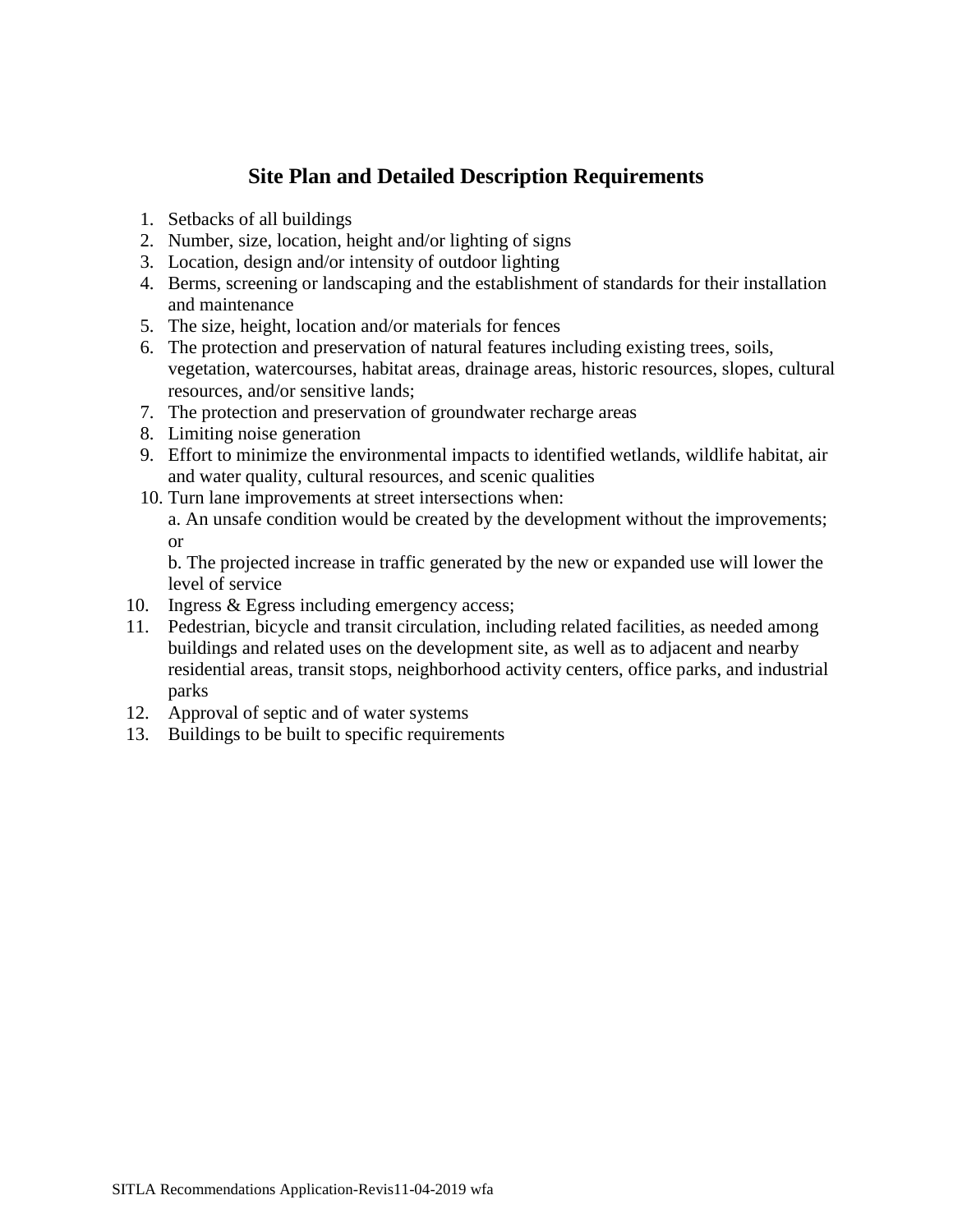## Site Plan and Detailed Description Requirements

1. Setbacks of all buildings
2. Number, size, location, height and/or lighting of signs
3. Location, design and/or intensity of outdoor lighting
4. Berms, screening or landscaping and the establishment of standards for their installation and maintenance
5. The size, height, location and/or materials for fences
6. The protection and preservation of natural features including existing trees, soils, vegetation, watercourses, habitat areas, drainage areas, historic resources, slopes, cultural resources, and/or sensitive lands;
7. The protection and preservation of groundwater recharge areas
8. Limiting noise generation
9. Effort to minimize the environmental impacts to identified wetlands, wildlife habitat, air and water quality, cultural resources, and scenic qualities
10. Turn lane improvements at street intersections when:
    a. An unsafe condition would be created by the development without the improvements; or
    b. The projected increase in traffic generated by the new or expanded use will lower the level of service

10. Ingress & Egress including emergency access;
11. Pedestrian, bicycle and transit circulation, including related facilities, as needed among buildings and related uses on the development site, as well as to adjacent and nearby residential areas, transit stops, neighborhood activity centers, office parks, and industrial parks
12. Approval of septic and of water systems
13. Buildings to be built to specific requirements

SITLA Recommendations Application-Revis11-04-2019 wfa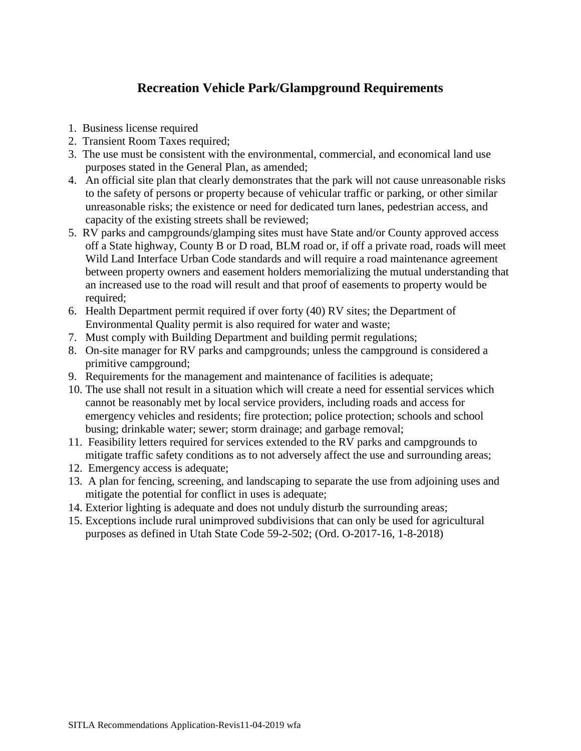## Recreation Vehicle Park/Glampground Requirements

1. Business license required
2. Transient Room Taxes required;
3. The use must be consistent with the environmental, commercial, and economical land use purposes stated in the General Plan, as amended;
4. An official site plan that clearly demonstrates that the park will not cause unreasonable risks to the safety of persons or property because of vehicular traffic or parking, or other similar unreasonable risks; the existence or need for dedicated turn lanes, pedestrian access, and capacity of the existing streets shall be reviewed;
5. RV parks and campgrounds/glamping sites must have State and/or County approved access off a State highway, County B or D road, BLM road or, if off a private road, roads will meet Wild Land Interface Urban Code standards and will require a road maintenance agreement between property owners and easement holders memorializing the mutual understanding that an increased use to the road will result and that proof of easements to property would be required;
6. Health Department permit required if over forty (40) RV sites; the Department of Environmental Quality permit is also required for water and waste;
7. Must comply with Building Department and building permit regulations;
8. On-site manager for RV parks and campgrounds; unless the campground is considered a primitive campground;
9. Requirements for the management and maintenance of facilities is adequate;
10. The use shall not result in a situation which will create a need for essential services which cannot be reasonably met by local service providers, including roads and access for emergency vehicles and residents; fire protection; police protection; schools and school busing; drinkable water; sewer; storm drainage; and garbage removal;
11. Feasibility letters required for services extended to the RV parks and campgrounds to mitigate traffic safety conditions as to not adversely affect the use and surrounding areas;
12. Emergency access is adequate;
13. A plan for fencing, screening, and landscaping to separate the use from adjoining uses and mitigate the potential for conflict in uses is adequate;
14. Exterior lighting is adequate and does not unduly disturb the surrounding areas;
15. Exceptions include rural unimproved subdivisions that can only be used for agricultural purposes as defined in Utah State Code 59-2-502; (Ord. O-2017-16, 1-8-2018)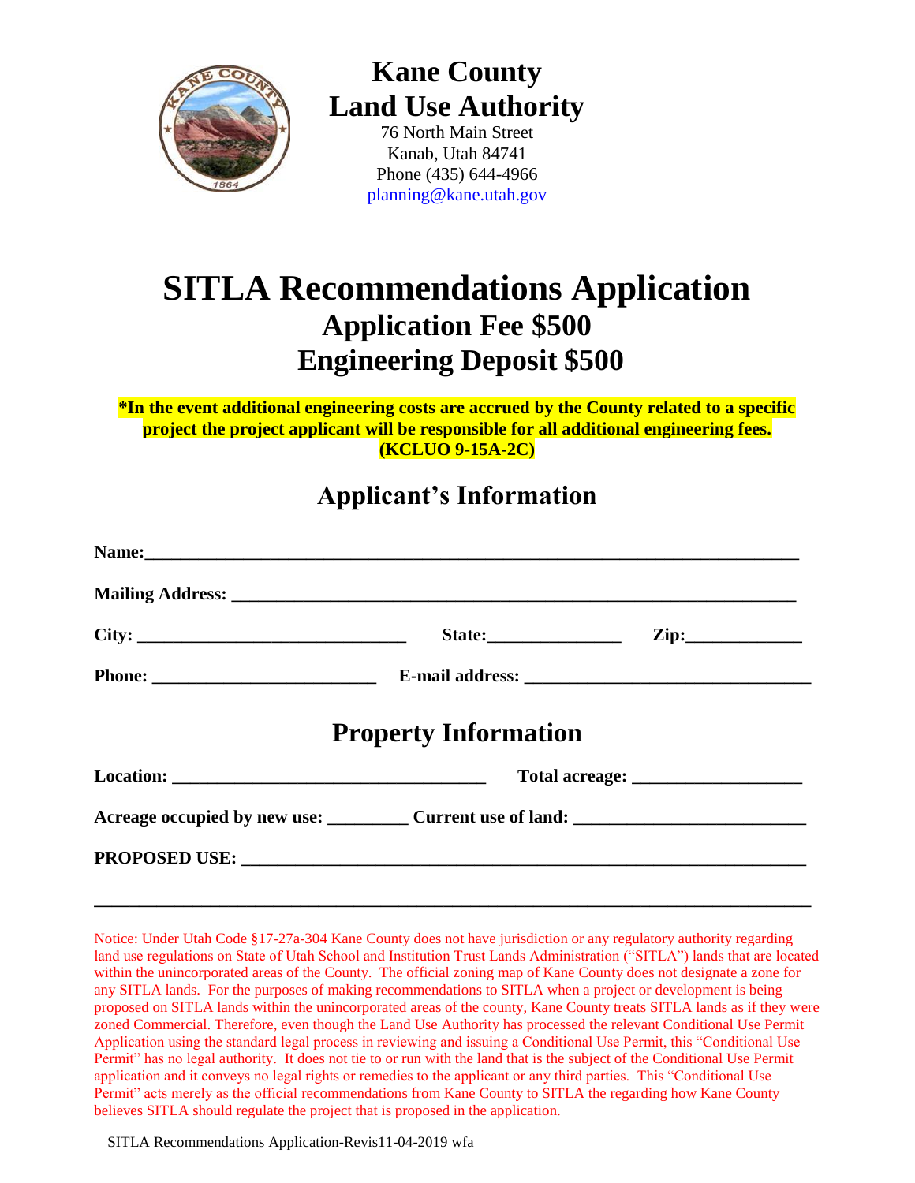# Kane County Land Use Authority

76 North Main Street
Kanab, Utah 84741
Phone (435) 644-4966
planning@kane.utah.gov

# SITLA Recommendations Application

## Application Fee $500

## Engineering Deposit $500

**\*In the event additional engineering costs are accrued by the County related to a specific project the project applicant will be responsible for all additional engineering fees. (KCLUO 9-15A-2C)**

## Applicant's Information

**Name:**\_\_\_\_\_\_\_\_\_\_\_\_\_\_\_\_\_\_\_\_\_\_\_\_\_\_\_\_\_\_\_\_\_\_\_\_\_\_\_\_\_\_\_\_\_\_\_\_\_\_\_\_\_\_\_\_\_\_\_\_\_\_

**Mailing Address:** \_\_\_\_\_\_\_\_\_\_\_\_\_\_\_\_\_\_\_\_\_\_\_\_\_\_\_\_\_\_\_\_\_\_\_\_\_\_\_\_\_\_\_\_\_\_\_\_\_\_\_\_

**City:** \_\_\_\_\_\_\_\_\_\_\_\_\_\_\_\_\_\_\_\_\_\_\_\_\_\_ **State:**\_\_\_\_\_\_\_\_\_\_\_\_\_ **Zip:**\_\_\_\_\_\_\_\_\_\_\_

**Phone:** \_\_\_\_\_\_\_\_\_\_\_\_\_\_\_\_\_\_\_\_\_\_ **E-mail address:** \_\_\_\_\_\_\_\_\_\_\_\_\_\_\_\_\_\_\_\_\_\_\_\_\_\_\_

## Property Information

**Location:** \_\_\_\_\_\_\_\_\_\_\_\_\_\_\_\_\_\_\_\_\_\_\_\_\_\_\_\_\_ **Total acreage:** \_\_\_\_\_\_\_\_\_\_\_\_\_\_\_\_

**Acreage occupied by new use:** \_\_\_\_\_\_\_\_ **Current use of land:** \_\_\_\_\_\_\_\_\_\_\_\_\_\_\_\_\_\_\_\_\_\_

**PROPOSED USE:** \_\_\_\_\_\_\_\_\_\_\_\_\_\_\_\_\_\_\_\_\_\_\_\_\_\_\_\_\_\_\_\_\_\_\_\_\_\_\_\_\_\_\_\_\_\_\_\_\_\_\_\_\_\_

\_\_\_\_\_\_\_\_\_\_\_\_\_\_\_\_\_\_\_\_\_\_\_\_\_\_\_\_\_\_\_\_\_\_\_\_\_\_\_\_\_\_\_\_\_\_\_\_\_\_\_\_\_\_\_\_\_\_\_\_\_\_\_\_\_\_\_\_\_\_\_\_

Notice: Under Utah Code §17-27a-304 Kane County does not have jurisdiction or any regulatory authority regarding land use regulations on State of Utah School and Institution Trust Lands Administration ("SITLA") lands that are located within the unincorporated areas of the County. The official zoning map of Kane County does not designate a zone for any SITLA lands. For the purposes of making recommendations to SITLA when a project or development is being proposed on SITLA lands within the unincorporated areas of the county, Kane County treats SITLA lands as if they were zoned Commercial. Therefore, even though the Land Use Authority has processed the relevant Conditional Use Permit Application using the standard legal process in reviewing and issuing a Conditional Use Permit, this "Conditional Use Permit" has no legal authority. It does not tie to or run with the land that is the subject of the Conditional Use Permit application and it conveys no legal rights or remedies to the applicant or any third parties. This "Conditional Use Permit" acts merely as the official recommendations from Kane County to SITLA the regarding how Kane County believes SITLA should regulate the project that is proposed in the application.

SITLA Recommendations Application-Revis11-04-2019 wfa